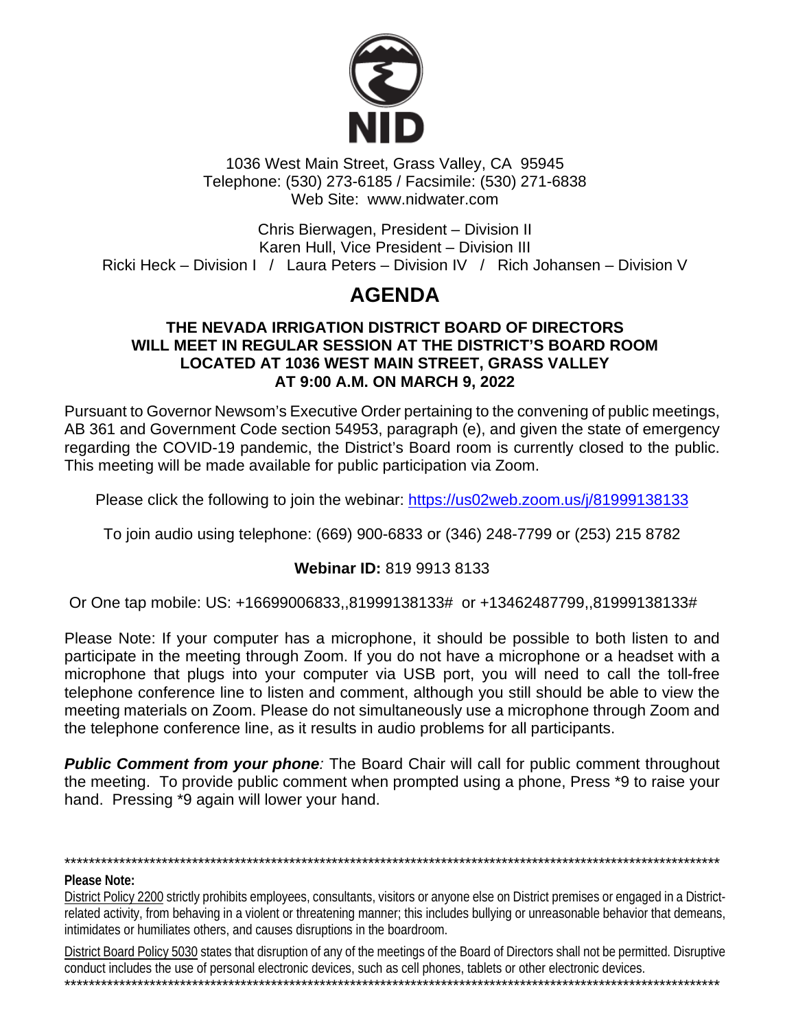NID

1036 West Main Street, Grass Valley, CA 95945
Telephone: (530) 273-6185 / Facsimile: (530) 271-6838
Web Site: www.nidwater.com

Chris Bierwagen, President – Division II
Karen Hull, Vice President – Division III
Ricki Heck – Division I / Laura Peters – Division IV / Rich Johansen – Division V

# AGENDA

**THE NEVADA IRRIGATION DISTRICT BOARD OF DIRECTORS WILL MEET IN REGULAR SESSION AT THE DISTRICT'S BOARD ROOM LOCATED AT 1036 WEST MAIN STREET, GRASS VALLEY AT 9:00 A.M. ON MARCH 9, 2022**

Pursuant to Governor Newsom's Executive Order pertaining to the convening of public meetings, AB 361 and Government Code section 54953, paragraph (e), and given the state of emergency regarding the COVID-19 pandemic, the District's Board room is currently closed to the public. This meeting will be made available for public participation via Zoom.

Please click the following to join the webinar: https://us02web.zoom.us/j/81999138133

To join audio using telephone: (669) 900-6833 or (346) 248-7799 or (253) 215 8782

**Webinar ID:** 819 9913 8133

Or One tap mobile: US: +16699006833,,81999138133# or +13462487799,,81999138133#

Please Note: If your computer has a microphone, it should be possible to both listen to and participate in the meeting through Zoom. If you do not have a microphone or a headset with a microphone that plugs into your computer via USB port, you will need to call the toll-free telephone conference line to listen and comment, although you still should be able to view the meeting materials on Zoom. Please do not simultaneously use a microphone through Zoom and the telephone conference line, as it results in audio problems for all participants.

***Public Comment from your phone****:* The Board Chair will call for public comment throughout the meeting. To provide public comment when prompted using a phone, Press *9 to raise your hand. Pressing *9 again will lower your hand.

---

**Please Note:**

District Policy 2200 strictly prohibits employees, consultants, visitors or anyone else on District premises or engaged in a District-related activity, from behaving in a violent or threatening manner; this includes bullying or unreasonable behavior that demeans, intimidates or humiliates others, and causes disruptions in the boardroom.

District Board Policy 5030 states that disruption of any of the meetings of the Board of Directors shall not be permitted. Disruptive conduct includes the use of personal electronic devices, such as cell phones, tablets or other electronic devices.

---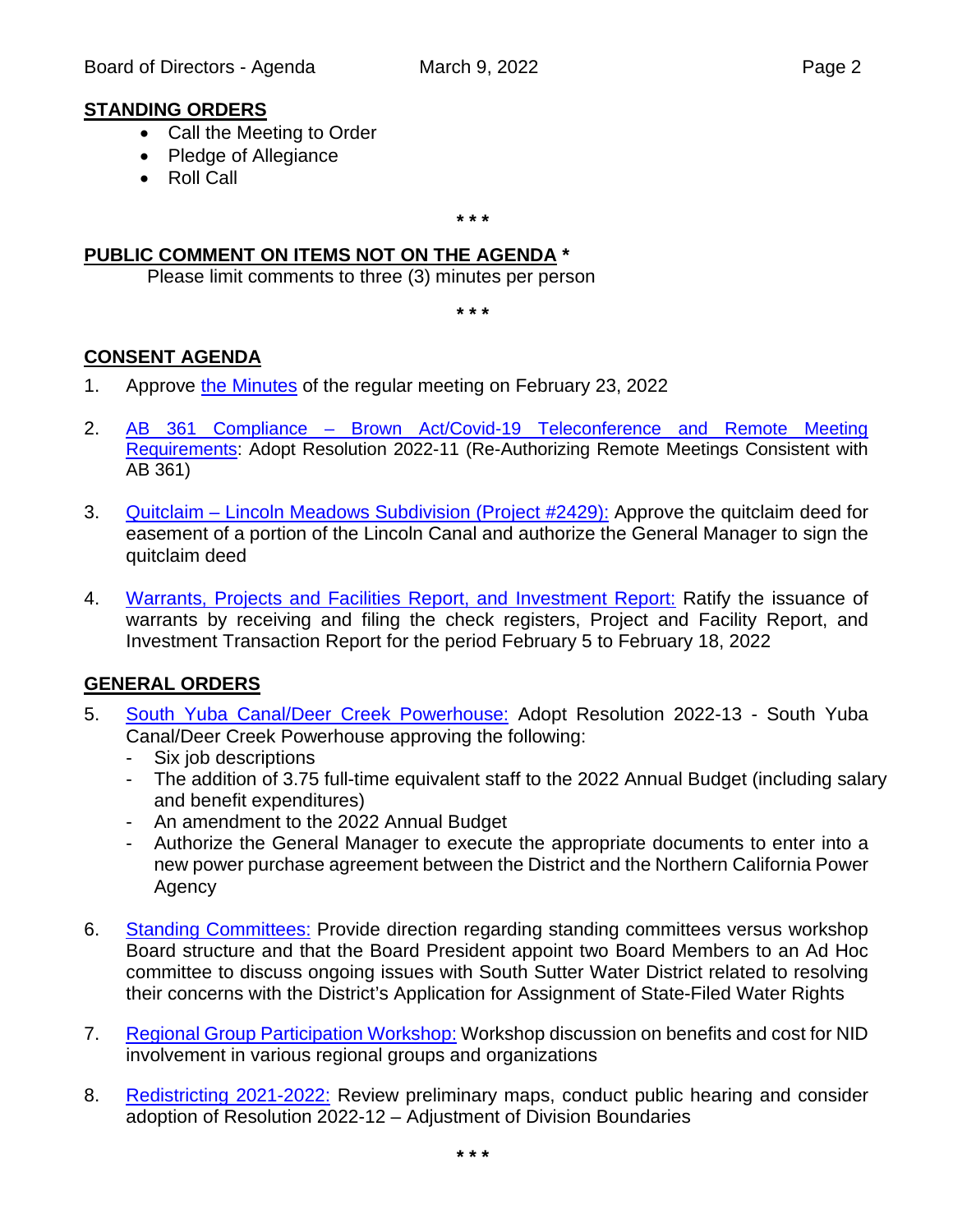## STANDING ORDERS

- Call the Meeting to Order
- Pledge of Allegiance
- Roll Call

* * *

## PUBLIC COMMENT ON ITEMS NOT ON THE AGENDA *

Please limit comments to three (3) minutes per person

* * *

## CONSENT AGENDA

1. Approve the Minutes of the regular meeting on February 23, 2022

2. AB 361 Compliance – Brown Act/Covid-19 Teleconference and Remote Meeting Requirements: Adopt Resolution 2022-11 (Re-Authorizing Remote Meetings Consistent with AB 361)

3. Quitclaim – Lincoln Meadows Subdivision (Project #2429): Approve the quitclaim deed for easement of a portion of the Lincoln Canal and authorize the General Manager to sign the quitclaim deed

4. Warrants, Projects and Facilities Report, and Investment Report: Ratify the issuance of warrants by receiving and filing the check registers, Project and Facility Report, and Investment Transaction Report for the period February 5 to February 18, 2022

## GENERAL ORDERS

5. South Yuba Canal/Deer Creek Powerhouse: Adopt Resolution 2022-13 - South Yuba Canal/Deer Creek Powerhouse approving the following:
   - Six job descriptions
   - The addition of 3.75 full-time equivalent staff to the 2022 Annual Budget (including salary and benefit expenditures)
   - An amendment to the 2022 Annual Budget
   - Authorize the General Manager to execute the appropriate documents to enter into a new power purchase agreement between the District and the Northern California Power Agency

6. Standing Committees: Provide direction regarding standing committees versus workshop Board structure and that the Board President appoint two Board Members to an Ad Hoc committee to discuss ongoing issues with South Sutter Water District related to resolving their concerns with the District's Application for Assignment of State-Filed Water Rights

7. Regional Group Participation Workshop: Workshop discussion on benefits and cost for NID involvement in various regional groups and organizations

8. Redistricting 2021-2022: Review preliminary maps, conduct public hearing and consider adoption of Resolution 2022-12 – Adjustment of Division Boundaries

* * *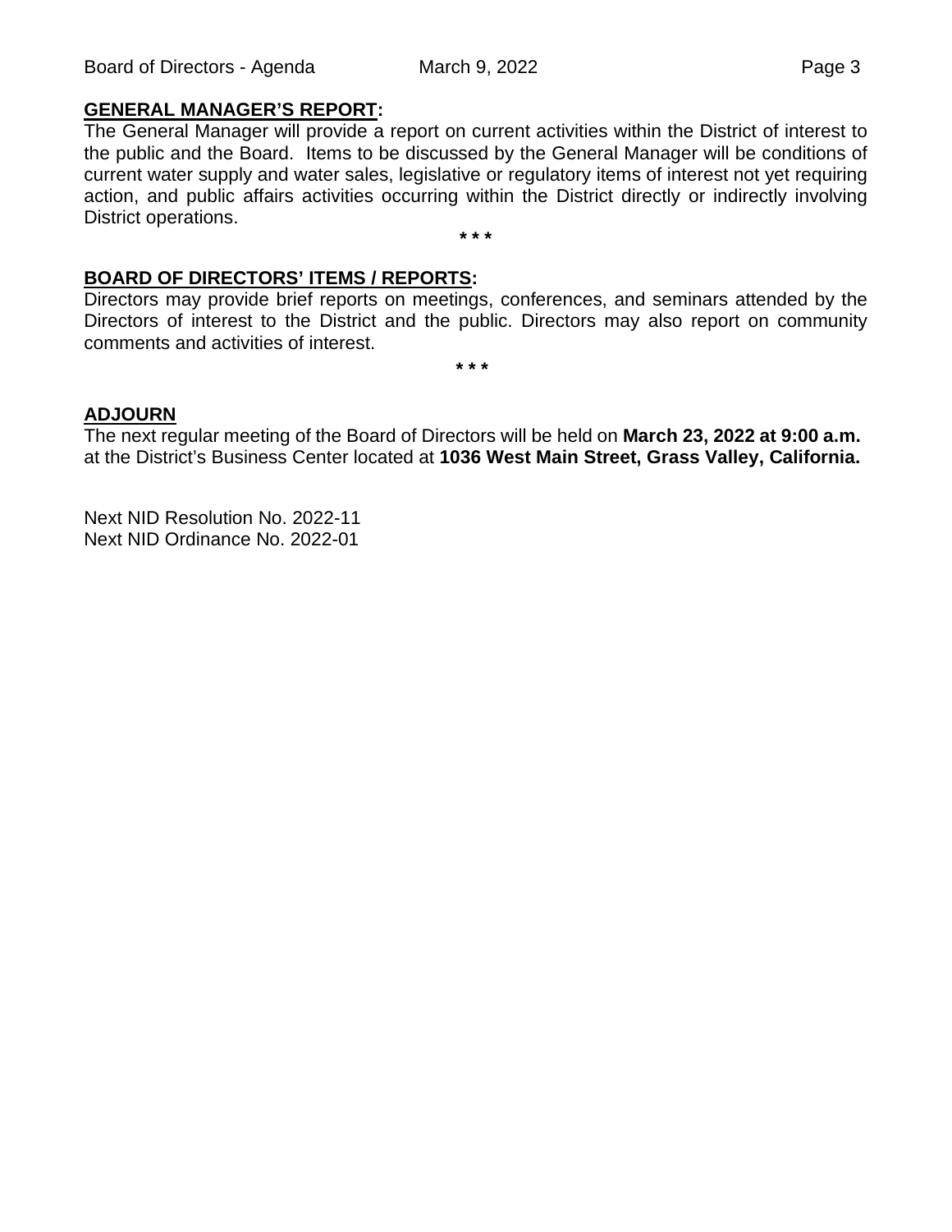**GENERAL MANAGER'S REPORT:**

The General Manager will provide a report on current activities within the District of interest to the public and the Board. Items to be discussed by the General Manager will be conditions of current water supply and water sales, legislative or regulatory items of interest not yet requiring action, and public affairs activities occurring within the District directly or indirectly involving District operations.

\* \* \*

**BOARD OF DIRECTORS' ITEMS / REPORTS:**

Directors may provide brief reports on meetings, conferences, and seminars attended by the Directors of interest to the District and the public. Directors may also report on community comments and activities of interest.

\* \* \*

**ADJOURN**

The next regular meeting of the Board of Directors will be held on **March 23, 2022 at 9:00 a.m.** at the District's Business Center located at **1036 West Main Street, Grass Valley, California.**

Next NID Resolution No. 2022-11
Next NID Ordinance No. 2022-01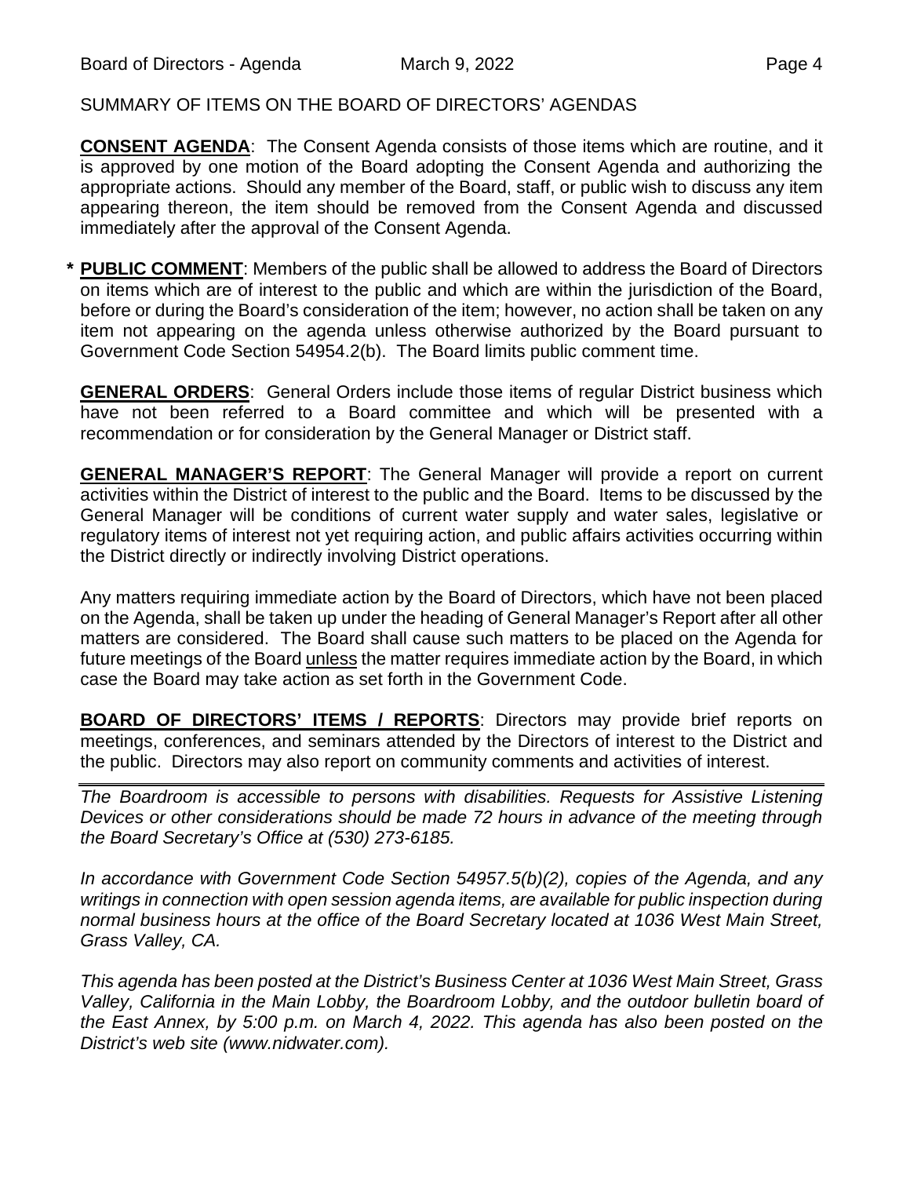SUMMARY OF ITEMS ON THE BOARD OF DIRECTORS' AGENDAS

**CONSENT AGENDA**: The Consent Agenda consists of those items which are routine, and it is approved by one motion of the Board adopting the Consent Agenda and authorizing the appropriate actions. Should any member of the Board, staff, or public wish to discuss any item appearing thereon, the item should be removed from the Consent Agenda and discussed immediately after the approval of the Consent Agenda.

* **PUBLIC COMMENT**: Members of the public shall be allowed to address the Board of Directors on items which are of interest to the public and which are within the jurisdiction of the Board, before or during the Board's consideration of the item; however, no action shall be taken on any item not appearing on the agenda unless otherwise authorized by the Board pursuant to Government Code Section 54954.2(b). The Board limits public comment time.

**GENERAL ORDERS**: General Orders include those items of regular District business which have not been referred to a Board committee and which will be presented with a recommendation or for consideration by the General Manager or District staff.

**GENERAL MANAGER'S REPORT**: The General Manager will provide a report on current activities within the District of interest to the public and the Board. Items to be discussed by the General Manager will be conditions of current water supply and water sales, legislative or regulatory items of interest not yet requiring action, and public affairs activities occurring within the District directly or indirectly involving District operations.

Any matters requiring immediate action by the Board of Directors, which have not been placed on the Agenda, shall be taken up under the heading of General Manager's Report after all other matters are considered. The Board shall cause such matters to be placed on the Agenda for future meetings of the Board unless the matter requires immediate action by the Board, in which case the Board may take action as set forth in the Government Code.

**BOARD OF DIRECTORS' ITEMS / REPORTS**: Directors may provide brief reports on meetings, conferences, and seminars attended by the Directors of interest to the District and the public. Directors may also report on community comments and activities of interest.

---

*The Boardroom is accessible to persons with disabilities. Requests for Assistive Listening Devices or other considerations should be made 72 hours in advance of the meeting through the Board Secretary's Office at (530) 273-6185.*

*In accordance with Government Code Section 54957.5(b)(2), copies of the Agenda, and any writings in connection with open session agenda items, are available for public inspection during normal business hours at the office of the Board Secretary located at 1036 West Main Street, Grass Valley, CA.*

*This agenda has been posted at the District's Business Center at 1036 West Main Street, Grass Valley, California in the Main Lobby, the Boardroom Lobby, and the outdoor bulletin board of the East Annex, by 5:00 p.m. on March 4, 2022. This agenda has also been posted on the District's web site (www.nidwater.com).*